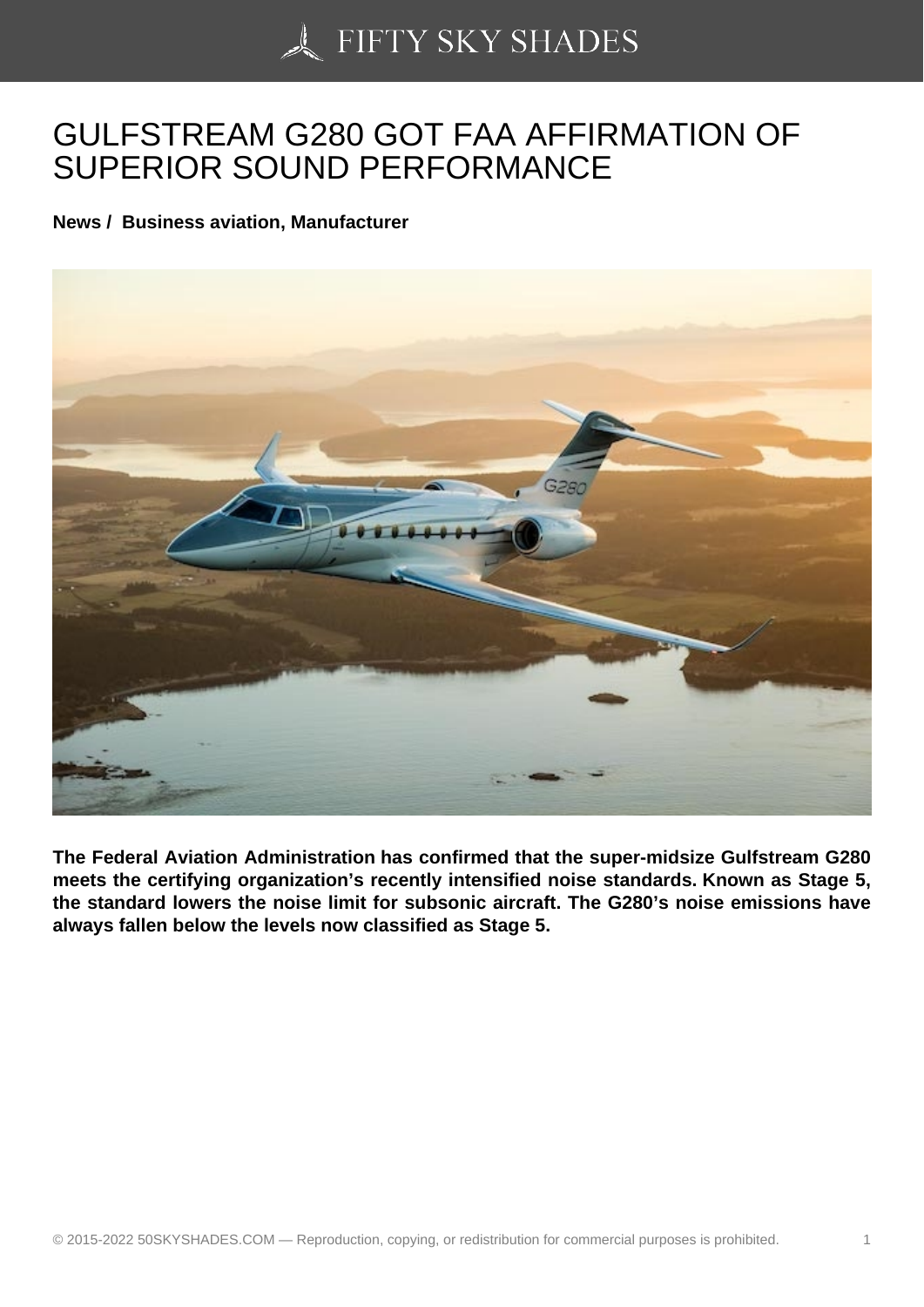# GULFSTREAM G280 GOT FAA AFFIRMATION OF SUPERIOR SOUND PERFORMANCE

**News / Business aviation, Manufacturer**

**The Federal Aviation Administration has confirmed that the super-midsize Gulfstream G280 meets the certifying organization's recently intensified noise standards. Known as Stage 5, the standard lowers the noise limit for subsonic aircraft. The G280's noise emissions have always fallen below the levels now classified as Stage 5.**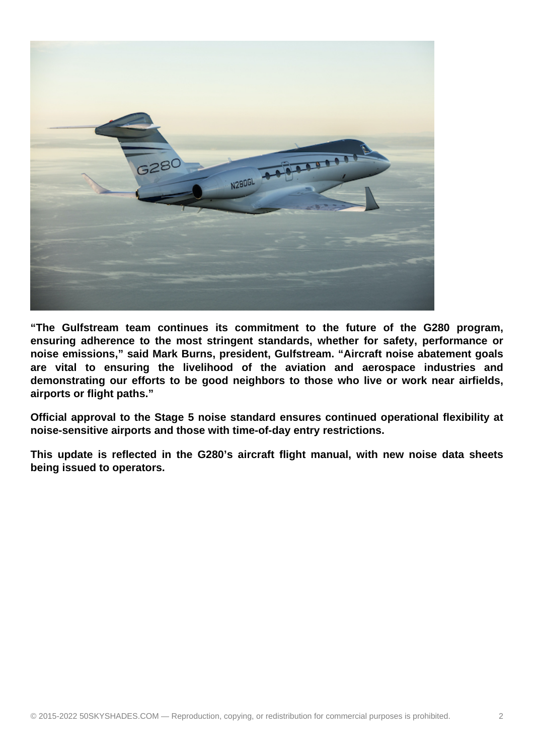**“The Gulfstream team continues its commitment to the future of the G280 program, ensuring adherence to the most stringent standards, whether for safety, performance or noise emissions,” said Mark Burns, president, Gulfstream. “Aircraft noise abatement goals are vital to ensuring the livelihood of the aviation and aerospace industries and demonstrating our efforts to be good neighbors to those who live or work near airfields, airports or flight paths.”**

**Official approval to the Stage 5 noise standard ensures continued operational flexibility at noise-sensitive airports and those with time-of-day entry restrictions.**

**This update is reflected in the G280’s aircraft flight manual, with new noise data sheets being issued to operators.**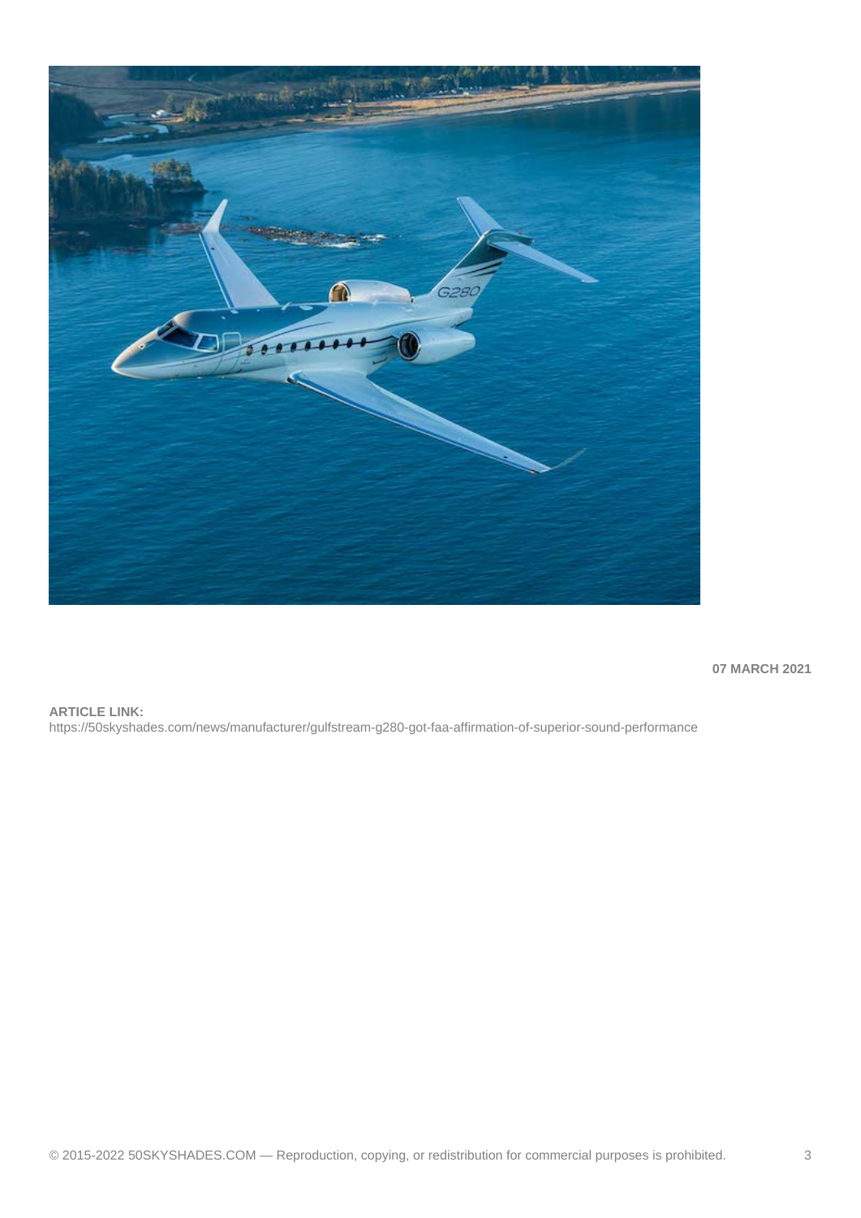**07 MARCH 2021**

**ARTICLE LINK:**
https://50skyshades.com/news/manufacturer/gulfstream-g280-got-faa-affirmation-of-superior-sound-performance

© 2015-2022 50SKYSHADES.COM — Reproduction, copying, or redistribution for commercial purposes is prohibited.